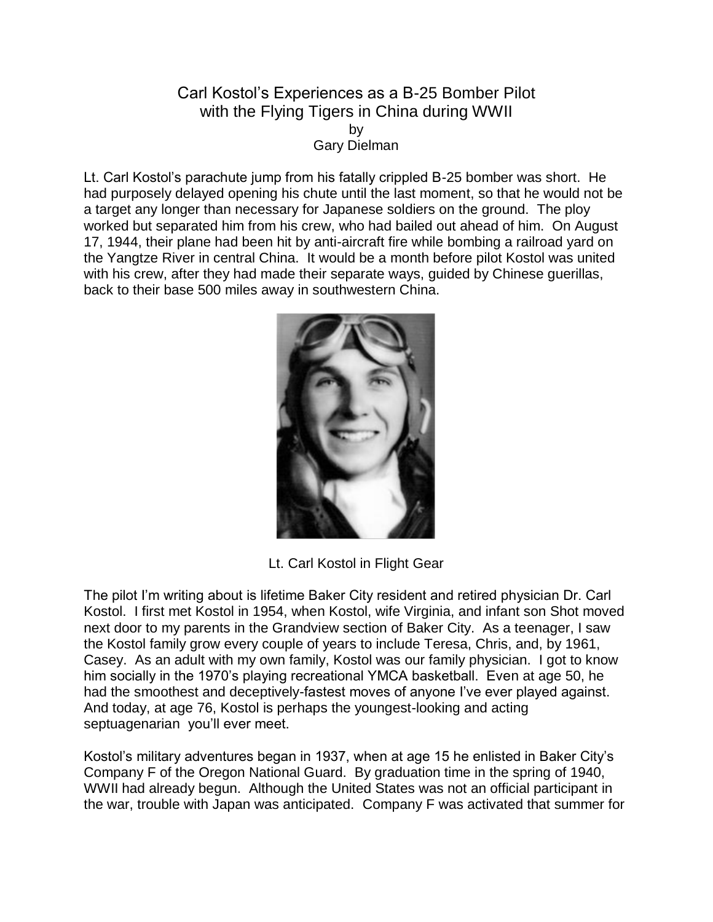# Carl Kostol's Experiences as a B-25 Bomber Pilot with the Flying Tigers in China during WWII

by

Gary Dielman

Lt. Carl Kostol's parachute jump from his fatally crippled B-25 bomber was short. He had purposely delayed opening his chute until the last moment, so that he would not be a target any longer than necessary for Japanese soldiers on the ground. The ploy worked but separated him from his crew, who had bailed out ahead of him. On August 17, 1944, their plane had been hit by anti-aircraft fire while bombing a railroad yard on the Yangtze River in central China. It would be a month before pilot Kostol was united with his crew, after they had made their separate ways, guided by Chinese guerillas, back to their base 500 miles away in southwestern China.

Lt. Carl Kostol in Flight Gear

The pilot I'm writing about is lifetime Baker City resident and retired physician Dr. Carl Kostol. I first met Kostol in 1954, when Kostol, wife Virginia, and infant son Shot moved next door to my parents in the Grandview section of Baker City. As a teenager, I saw the Kostol family grow every couple of years to include Teresa, Chris, and, by 1961, Casey. As an adult with my own family, Kostol was our family physician. I got to know him socially in the 1970's playing recreational YMCA basketball. Even at age 50, he had the smoothest and deceptively-fastest moves of anyone I've ever played against. And today, at age 76, Kostol is perhaps the youngest-looking and acting septuagenarian you'll ever meet.

Kostol's military adventures began in 1937, when at age 15 he enlisted in Baker City's Company F of the Oregon National Guard. By graduation time in the spring of 1940, WWII had already begun. Although the United States was not an official participant in the war, trouble with Japan was anticipated. Company F was activated that summer for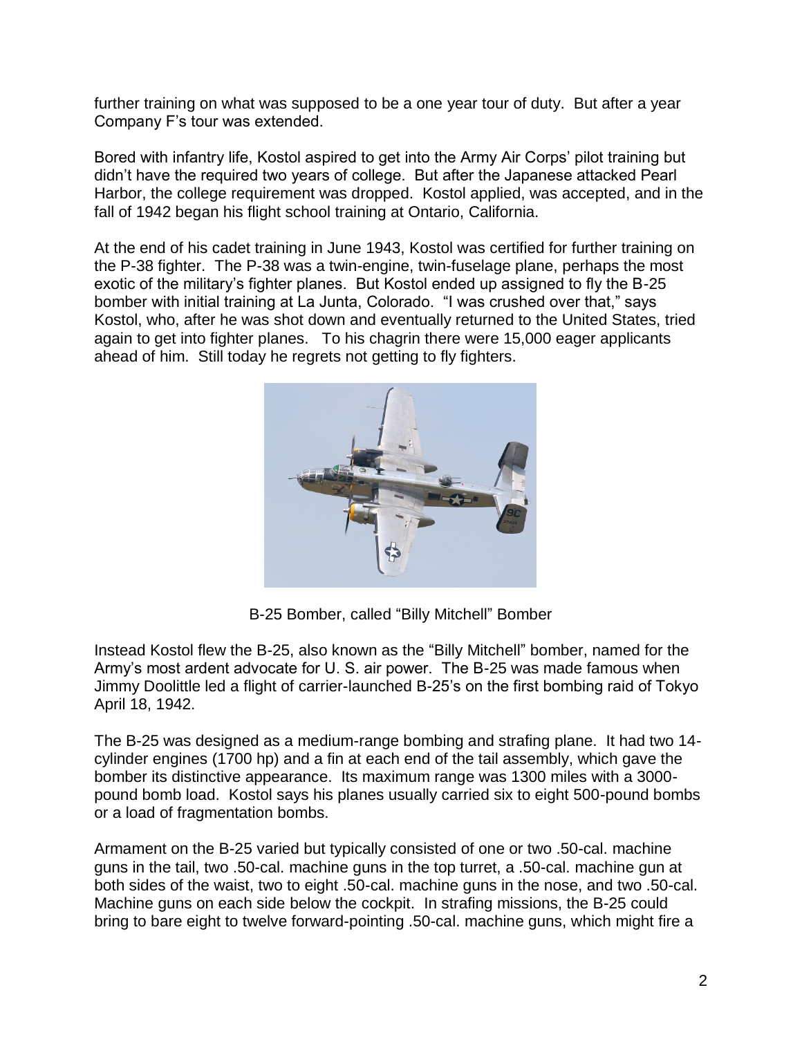further training on what was supposed to be a one year tour of duty. But after a year Company F's tour was extended.

Bored with infantry life, Kostol aspired to get into the Army Air Corps' pilot training but didn't have the required two years of college. But after the Japanese attacked Pearl Harbor, the college requirement was dropped. Kostol applied, was accepted, and in the fall of 1942 began his flight school training at Ontario, California.

At the end of his cadet training in June 1943, Kostol was certified for further training on the P-38 fighter. The P-38 was a twin-engine, twin-fuselage plane, perhaps the most exotic of the military's fighter planes. But Kostol ended up assigned to fly the B-25 bomber with initial training at La Junta, Colorado. "I was crushed over that," says Kostol, who, after he was shot down and eventually returned to the United States, tried again to get into fighter planes. To his chagrin there were 15,000 eager applicants ahead of him. Still today he regrets not getting to fly fighters.

B-25 Bomber, called "Billy Mitchell" Bomber

Instead Kostol flew the B-25, also known as the "Billy Mitchell" bomber, named for the Army's most ardent advocate for U. S. air power. The B-25 was made famous when Jimmy Doolittle led a flight of carrier-launched B-25's on the first bombing raid of Tokyo April 18, 1942.

The B-25 was designed as a medium-range bombing and strafing plane. It had two 14-cylinder engines (1700 hp) and a fin at each end of the tail assembly, which gave the bomber its distinctive appearance. Its maximum range was 1300 miles with a 3000-pound bomb load. Kostol says his planes usually carried six to eight 500-pound bombs or a load of fragmentation bombs.

Armament on the B-25 varied but typically consisted of one or two .50-cal. machine guns in the tail, two .50-cal. machine guns in the top turret, a .50-cal. machine gun at both sides of the waist, two to eight .50-cal. machine guns in the nose, and two .50-cal. Machine guns on each side below the cockpit. In strafing missions, the B-25 could bring to bare eight to twelve forward-pointing .50-cal. machine guns, which might fire a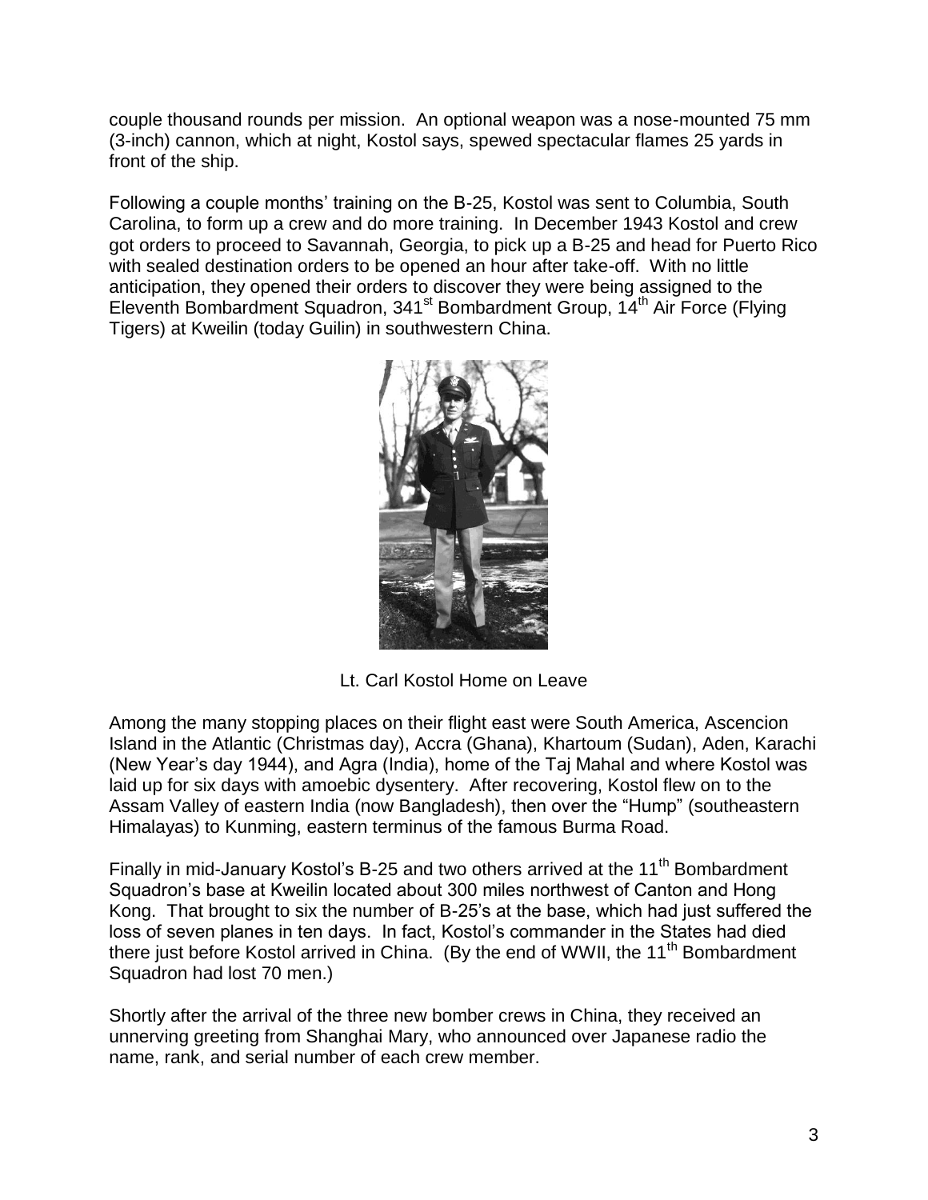couple thousand rounds per mission. An optional weapon was a nose-mounted 75 mm (3-inch) cannon, which at night, Kostol says, spewed spectacular flames 25 yards in front of the ship.

Following a couple months' training on the B-25, Kostol was sent to Columbia, South Carolina, to form up a crew and do more training. In December 1943 Kostol and crew got orders to proceed to Savannah, Georgia, to pick up a B-25 and head for Puerto Rico with sealed destination orders to be opened an hour after take-off. With no little anticipation, they opened their orders to discover they were being assigned to the Eleventh Bombardment Squadron, 341st Bombardment Group, 14th Air Force (Flying Tigers) at Kweilin (today Guilin) in southwestern China.

Lt. Carl Kostol Home on Leave

Among the many stopping places on their flight east were South America, Ascencion Island in the Atlantic (Christmas day), Accra (Ghana), Khartoum (Sudan), Aden, Karachi (New Year's day 1944), and Agra (India), home of the Taj Mahal and where Kostol was laid up for six days with amoebic dysentery. After recovering, Kostol flew on to the Assam Valley of eastern India (now Bangladesh), then over the "Hump" (southeastern Himalayas) to Kunming, eastern terminus of the famous Burma Road.

Finally in mid-January Kostol's B-25 and two others arrived at the 11th Bombardment Squadron's base at Kweilin located about 300 miles northwest of Canton and Hong Kong. That brought to six the number of B-25's at the base, which had just suffered the loss of seven planes in ten days. In fact, Kostol's commander in the States had died there just before Kostol arrived in China. (By the end of WWII, the 11th Bombardment Squadron had lost 70 men.)

Shortly after the arrival of the three new bomber crews in China, they received an unnerving greeting from Shanghai Mary, who announced over Japanese radio the name, rank, and serial number of each crew member.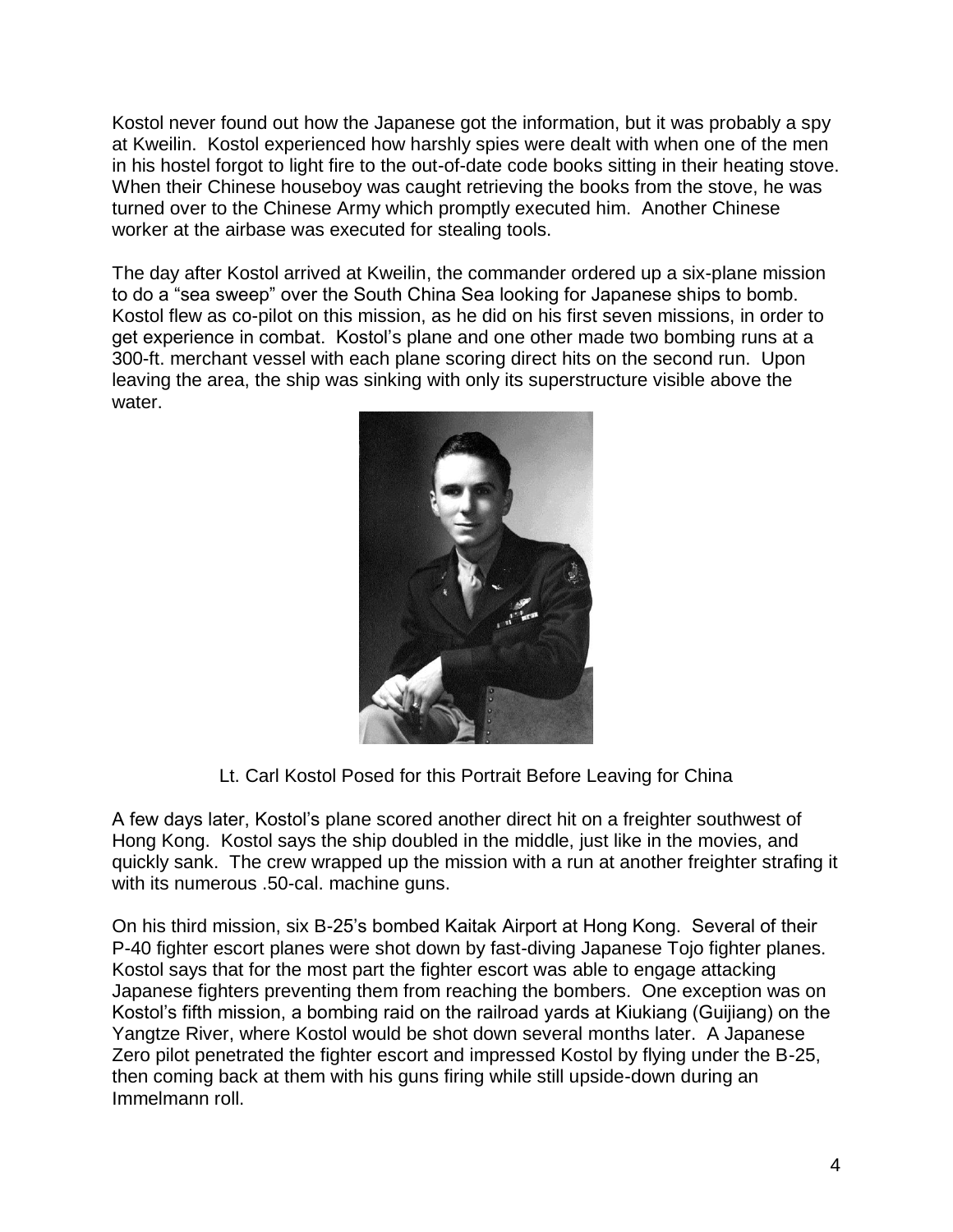Kostol never found out how the Japanese got the information, but it was probably a spy at Kweilin. Kostol experienced how harshly spies were dealt with when one of the men in his hostel forgot to light fire to the out-of-date code books sitting in their heating stove. When their Chinese houseboy was caught retrieving the books from the stove, he was turned over to the Chinese Army which promptly executed him. Another Chinese worker at the airbase was executed for stealing tools.

The day after Kostol arrived at Kweilin, the commander ordered up a six-plane mission to do a "sea sweep" over the South China Sea looking for Japanese ships to bomb. Kostol flew as co-pilot on this mission, as he did on his first seven missions, in order to get experience in combat. Kostol's plane and one other made two bombing runs at a 300-ft. merchant vessel with each plane scoring direct hits on the second run. Upon leaving the area, the ship was sinking with only its superstructure visible above the water.

Lt. Carl Kostol Posed for this Portrait Before Leaving for China

A few days later, Kostol's plane scored another direct hit on a freighter southwest of Hong Kong. Kostol says the ship doubled in the middle, just like in the movies, and quickly sank. The crew wrapped up the mission with a run at another freighter strafing it with its numerous .50-cal. machine guns.

On his third mission, six B-25's bombed Kaitak Airport at Hong Kong. Several of their P-40 fighter escort planes were shot down by fast-diving Japanese Tojo fighter planes. Kostol says that for the most part the fighter escort was able to engage attacking Japanese fighters preventing them from reaching the bombers. One exception was on Kostol's fifth mission, a bombing raid on the railroad yards at Kiukiang (Guijiang) on the Yangtze River, where Kostol would be shot down several months later. A Japanese Zero pilot penetrated the fighter escort and impressed Kostol by flying under the B-25, then coming back at them with his guns firing while still upside-down during an Immelmann roll.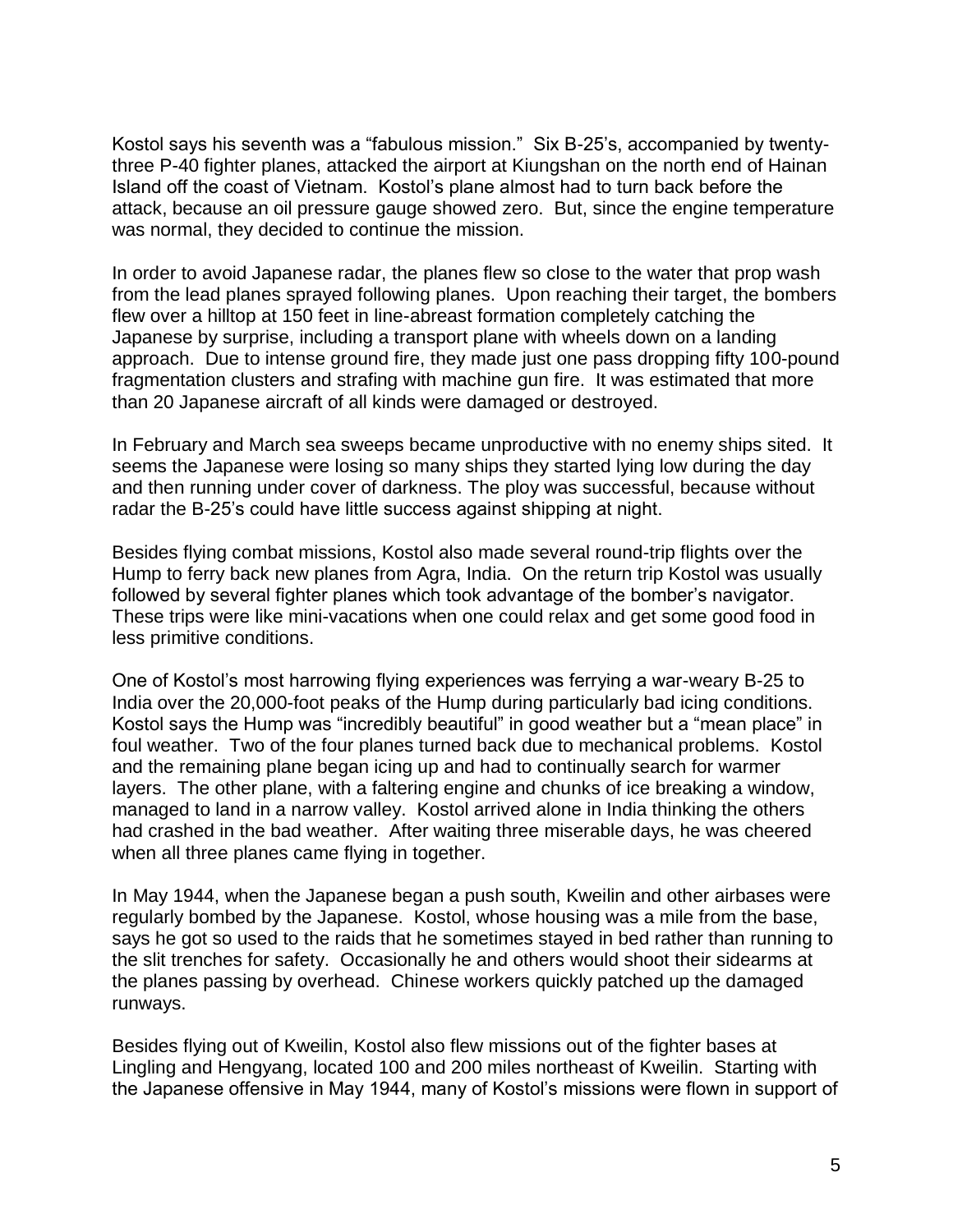Kostol says his seventh was a "fabulous mission." Six B-25's, accompanied by twenty-three P-40 fighter planes, attacked the airport at Kiungshan on the north end of Hainan Island off the coast of Vietnam. Kostol's plane almost had to turn back before the attack, because an oil pressure gauge showed zero. But, since the engine temperature was normal, they decided to continue the mission.

In order to avoid Japanese radar, the planes flew so close to the water that prop wash from the lead planes sprayed following planes. Upon reaching their target, the bombers flew over a hilltop at 150 feet in line-abreast formation completely catching the Japanese by surprise, including a transport plane with wheels down on a landing approach. Due to intense ground fire, they made just one pass dropping fifty 100-pound fragmentation clusters and strafing with machine gun fire. It was estimated that more than 20 Japanese aircraft of all kinds were damaged or destroyed.

In February and March sea sweeps became unproductive with no enemy ships sited. It seems the Japanese were losing so many ships they started lying low during the day and then running under cover of darkness. The ploy was successful, because without radar the B-25's could have little success against shipping at night.

Besides flying combat missions, Kostol also made several round-trip flights over the Hump to ferry back new planes from Agra, India. On the return trip Kostol was usually followed by several fighter planes which took advantage of the bomber's navigator. These trips were like mini-vacations when one could relax and get some good food in less primitive conditions.

One of Kostol's most harrowing flying experiences was ferrying a war-weary B-25 to India over the 20,000-foot peaks of the Hump during particularly bad icing conditions. Kostol says the Hump was "incredibly beautiful" in good weather but a "mean place" in foul weather. Two of the four planes turned back due to mechanical problems. Kostol and the remaining plane began icing up and had to continually search for warmer layers. The other plane, with a faltering engine and chunks of ice breaking a window, managed to land in a narrow valley. Kostol arrived alone in India thinking the others had crashed in the bad weather. After waiting three miserable days, he was cheered when all three planes came flying in together.

In May 1944, when the Japanese began a push south, Kweilin and other airbases were regularly bombed by the Japanese. Kostol, whose housing was a mile from the base, says he got so used to the raids that he sometimes stayed in bed rather than running to the slit trenches for safety. Occasionally he and others would shoot their sidearms at the planes passing by overhead. Chinese workers quickly patched up the damaged runways.

Besides flying out of Kweilin, Kostol also flew missions out of the fighter bases at Lingling and Hengyang, located 100 and 200 miles northeast of Kweilin. Starting with the Japanese offensive in May 1944, many of Kostol's missions were flown in support of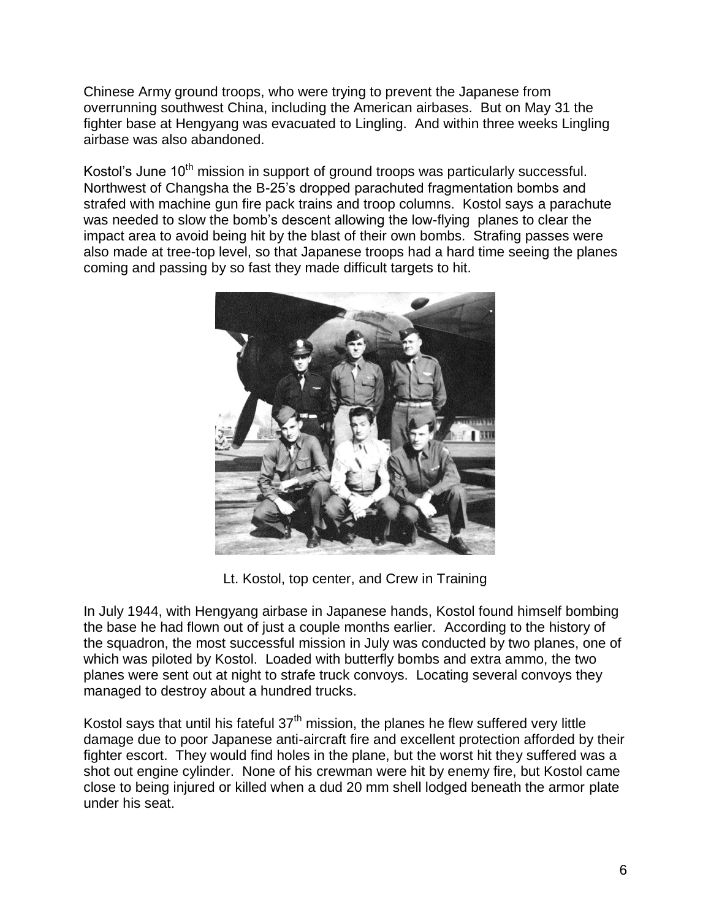Chinese Army ground troops, who were trying to prevent the Japanese from overrunning southwest China, including the American airbases. But on May 31 the fighter base at Hengyang was evacuated to Lingling. And within three weeks Lingling airbase was also abandoned.

Kostol's June 10th mission in support of ground troops was particularly successful. Northwest of Changsha the B-25's dropped parachuted fragmentation bombs and strafed with machine gun fire pack trains and troop columns. Kostol says a parachute was needed to slow the bomb's descent allowing the low-flying planes to clear the impact area to avoid being hit by the blast of their own bombs. Strafing passes were also made at tree-top level, so that Japanese troops had a hard time seeing the planes coming and passing by so fast they made difficult targets to hit.

Lt. Kostol, top center, and Crew in Training

In July 1944, with Hengyang airbase in Japanese hands, Kostol found himself bombing the base he had flown out of just a couple months earlier. According to the history of the squadron, the most successful mission in July was conducted by two planes, one of which was piloted by Kostol. Loaded with butterfly bombs and extra ammo, the two planes were sent out at night to strafe truck convoys. Locating several convoys they managed to destroy about a hundred trucks.

Kostol says that until his fateful 37th mission, the planes he flew suffered very little damage due to poor Japanese anti-aircraft fire and excellent protection afforded by their fighter escort. They would find holes in the plane, but the worst hit they suffered was a shot out engine cylinder. None of his crewman were hit by enemy fire, but Kostol came close to being injured or killed when a dud 20 mm shell lodged beneath the armor plate under his seat.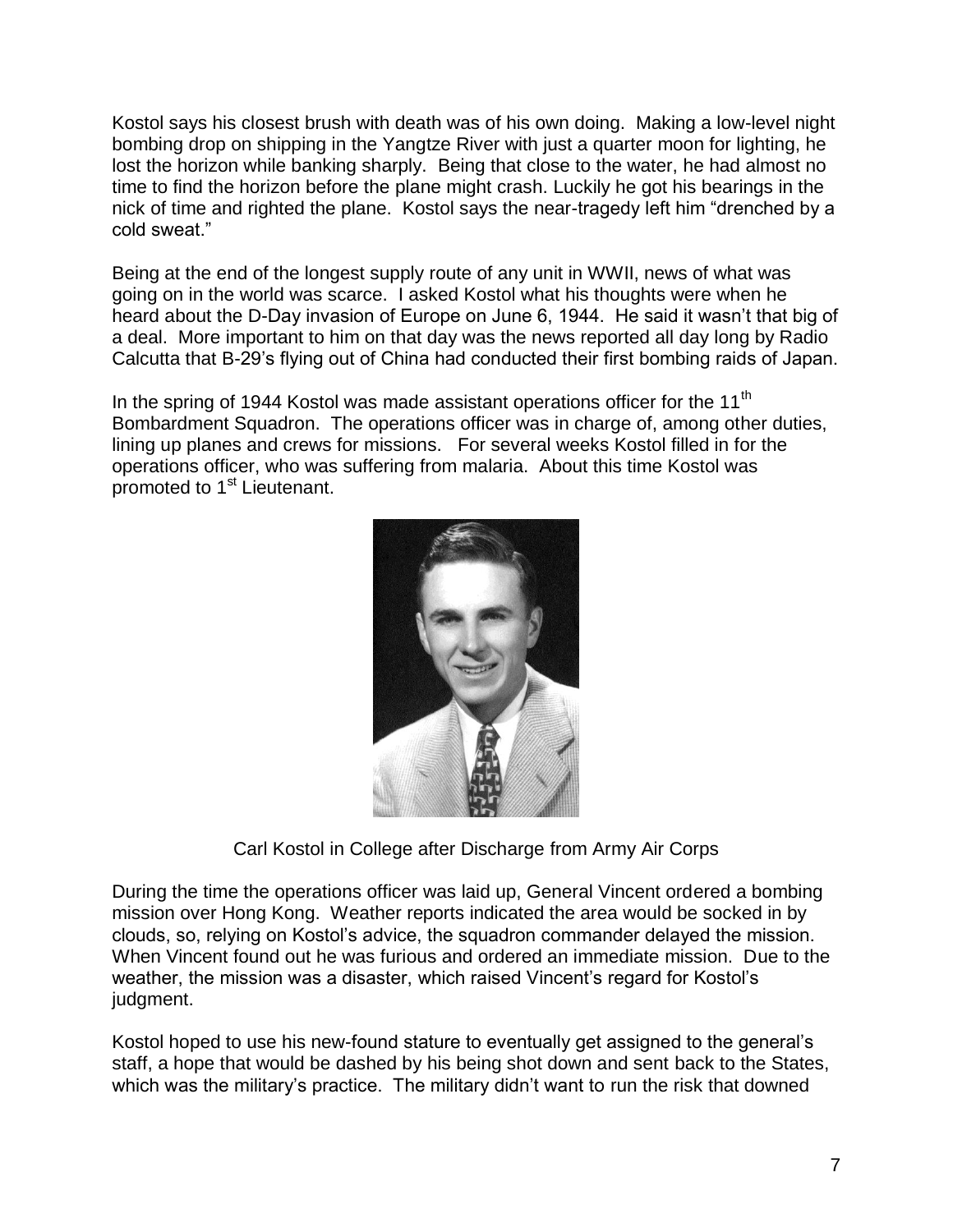Kostol says his closest brush with death was of his own doing. Making a low-level night bombing drop on shipping in the Yangtze River with just a quarter moon for lighting, he lost the horizon while banking sharply. Being that close to the water, he had almost no time to find the horizon before the plane might crash. Luckily he got his bearings in the nick of time and righted the plane. Kostol says the near-tragedy left him "drenched by a cold sweat."

Being at the end of the longest supply route of any unit in WWII, news of what was going on in the world was scarce. I asked Kostol what his thoughts were when he heard about the D-Day invasion of Europe on June 6, 1944. He said it wasn't that big of a deal. More important to him on that day was the news reported all day long by Radio Calcutta that B-29's flying out of China had conducted their first bombing raids of Japan.

In the spring of 1944 Kostol was made assistant operations officer for the 11th Bombardment Squadron. The operations officer was in charge of, among other duties, lining up planes and crews for missions. For several weeks Kostol filled in for the operations officer, who was suffering from malaria. About this time Kostol was promoted to 1st Lieutenant.

Carl Kostol in College after Discharge from Army Air Corps

During the time the operations officer was laid up, General Vincent ordered a bombing mission over Hong Kong. Weather reports indicated the area would be socked in by clouds, so, relying on Kostol's advice, the squadron commander delayed the mission. When Vincent found out he was furious and ordered an immediate mission. Due to the weather, the mission was a disaster, which raised Vincent's regard for Kostol's judgment.

Kostol hoped to use his new-found stature to eventually get assigned to the general's staff, a hope that would be dashed by his being shot down and sent back to the States, which was the military's practice. The military didn't want to run the risk that downed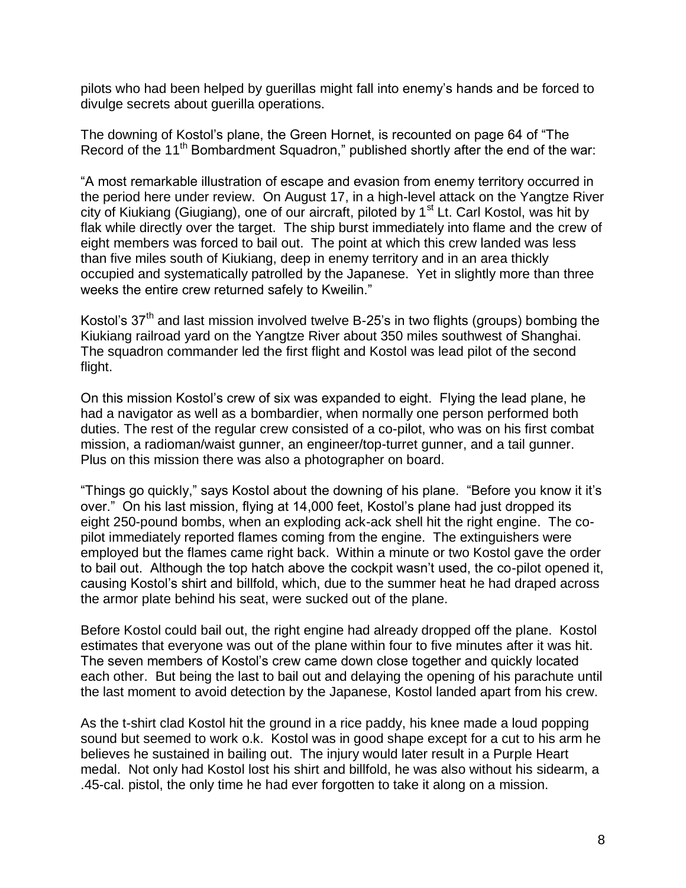pilots who had been helped by guerillas might fall into enemy's hands and be forced to divulge secrets about guerilla operations.

The downing of Kostol's plane, the Green Hornet, is recounted on page 64 of "The Record of the 11th Bombardment Squadron," published shortly after the end of the war:

"A most remarkable illustration of escape and evasion from enemy territory occurred in the period here under review. On August 17, in a high-level attack on the Yangtze River city of Kiukiang (Giugiang), one of our aircraft, piloted by 1st Lt. Carl Kostol, was hit by flak while directly over the target. The ship burst immediately into flame and the crew of eight members was forced to bail out. The point at which this crew landed was less than five miles south of Kiukiang, deep in enemy territory and in an area thickly occupied and systematically patrolled by the Japanese. Yet in slightly more than three weeks the entire crew returned safely to Kweilin."

Kostol's 37th and last mission involved twelve B-25's in two flights (groups) bombing the Kiukiang railroad yard on the Yangtze River about 350 miles southwest of Shanghai. The squadron commander led the first flight and Kostol was lead pilot of the second flight.

On this mission Kostol's crew of six was expanded to eight. Flying the lead plane, he had a navigator as well as a bombardier, when normally one person performed both duties. The rest of the regular crew consisted of a co-pilot, who was on his first combat mission, a radioman/waist gunner, an engineer/top-turret gunner, and a tail gunner. Plus on this mission there was also a photographer on board.

"Things go quickly," says Kostol about the downing of his plane. "Before you know it it's over." On his last mission, flying at 14,000 feet, Kostol's plane had just dropped its eight 250-pound bombs, when an exploding ack-ack shell hit the right engine. The co-pilot immediately reported flames coming from the engine. The extinguishers were employed but the flames came right back. Within a minute or two Kostol gave the order to bail out. Although the top hatch above the cockpit wasn't used, the co-pilot opened it, causing Kostol's shirt and billfold, which, due to the summer heat he had draped across the armor plate behind his seat, were sucked out of the plane.

Before Kostol could bail out, the right engine had already dropped off the plane. Kostol estimates that everyone was out of the plane within four to five minutes after it was hit. The seven members of Kostol's crew came down close together and quickly located each other. But being the last to bail out and delaying the opening of his parachute until the last moment to avoid detection by the Japanese, Kostol landed apart from his crew.

As the t-shirt clad Kostol hit the ground in a rice paddy, his knee made a loud popping sound but seemed to work o.k. Kostol was in good shape except for a cut to his arm he believes he sustained in bailing out. The injury would later result in a Purple Heart medal. Not only had Kostol lost his shirt and billfold, he was also without his sidearm, a .45-cal. pistol, the only time he had ever forgotten to take it along on a mission.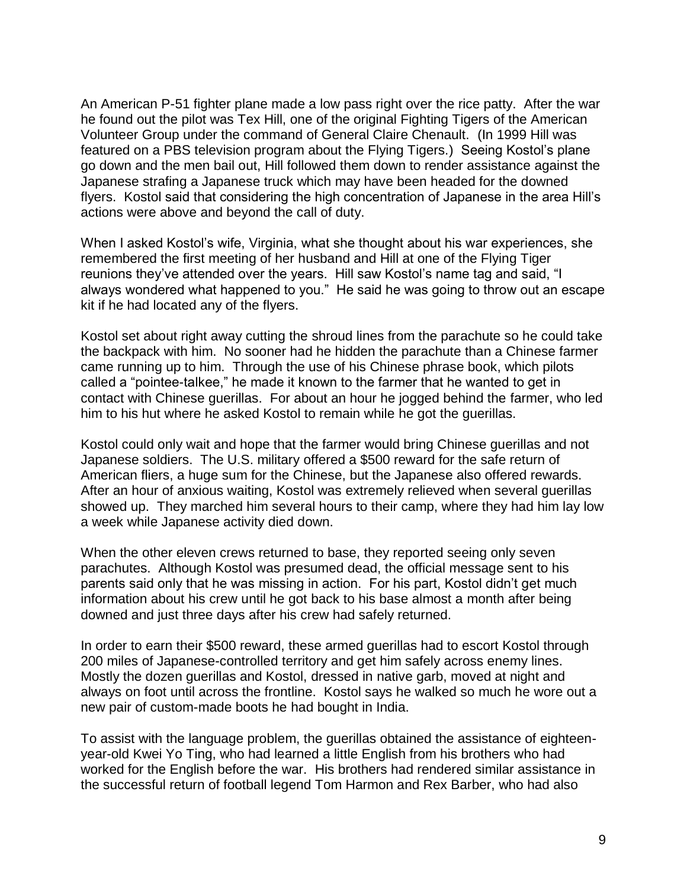An American P-51 fighter plane made a low pass right over the rice patty. After the war he found out the pilot was Tex Hill, one of the original Fighting Tigers of the American Volunteer Group under the command of General Claire Chenault. (In 1999 Hill was featured on a PBS television program about the Flying Tigers.) Seeing Kostol's plane go down and the men bail out, Hill followed them down to render assistance against the Japanese strafing a Japanese truck which may have been headed for the downed flyers. Kostol said that considering the high concentration of Japanese in the area Hill's actions were above and beyond the call of duty.

When I asked Kostol's wife, Virginia, what she thought about his war experiences, she remembered the first meeting of her husband and Hill at one of the Flying Tiger reunions they've attended over the years. Hill saw Kostol's name tag and said, "I always wondered what happened to you." He said he was going to throw out an escape kit if he had located any of the flyers.

Kostol set about right away cutting the shroud lines from the parachute so he could take the backpack with him. No sooner had he hidden the parachute than a Chinese farmer came running up to him. Through the use of his Chinese phrase book, which pilots called a "pointee-talkee," he made it known to the farmer that he wanted to get in contact with Chinese guerillas. For about an hour he jogged behind the farmer, who led him to his hut where he asked Kostol to remain while he got the guerillas.

Kostol could only wait and hope that the farmer would bring Chinese guerillas and not Japanese soldiers. The U.S. military offered a $500 reward for the safe return of American fliers, a huge sum for the Chinese, but the Japanese also offered rewards. After an hour of anxious waiting, Kostol was extremely relieved when several guerillas showed up. They marched him several hours to their camp, where they had him lay low a week while Japanese activity died down.

When the other eleven crews returned to base, they reported seeing only seven parachutes. Although Kostol was presumed dead, the official message sent to his parents said only that he was missing in action. For his part, Kostol didn't get much information about his crew until he got back to his base almost a month after being downed and just three days after his crew had safely returned.

In order to earn their $500 reward, these armed guerillas had to escort Kostol through 200 miles of Japanese-controlled territory and get him safely across enemy lines. Mostly the dozen guerillas and Kostol, dressed in native garb, moved at night and always on foot until across the frontline. Kostol says he walked so much he wore out a new pair of custom-made boots he had bought in India.

To assist with the language problem, the guerillas obtained the assistance of eighteen-year-old Kwei Yo Ting, who had learned a little English from his brothers who had worked for the English before the war. His brothers had rendered similar assistance in the successful return of football legend Tom Harmon and Rex Barber, who had also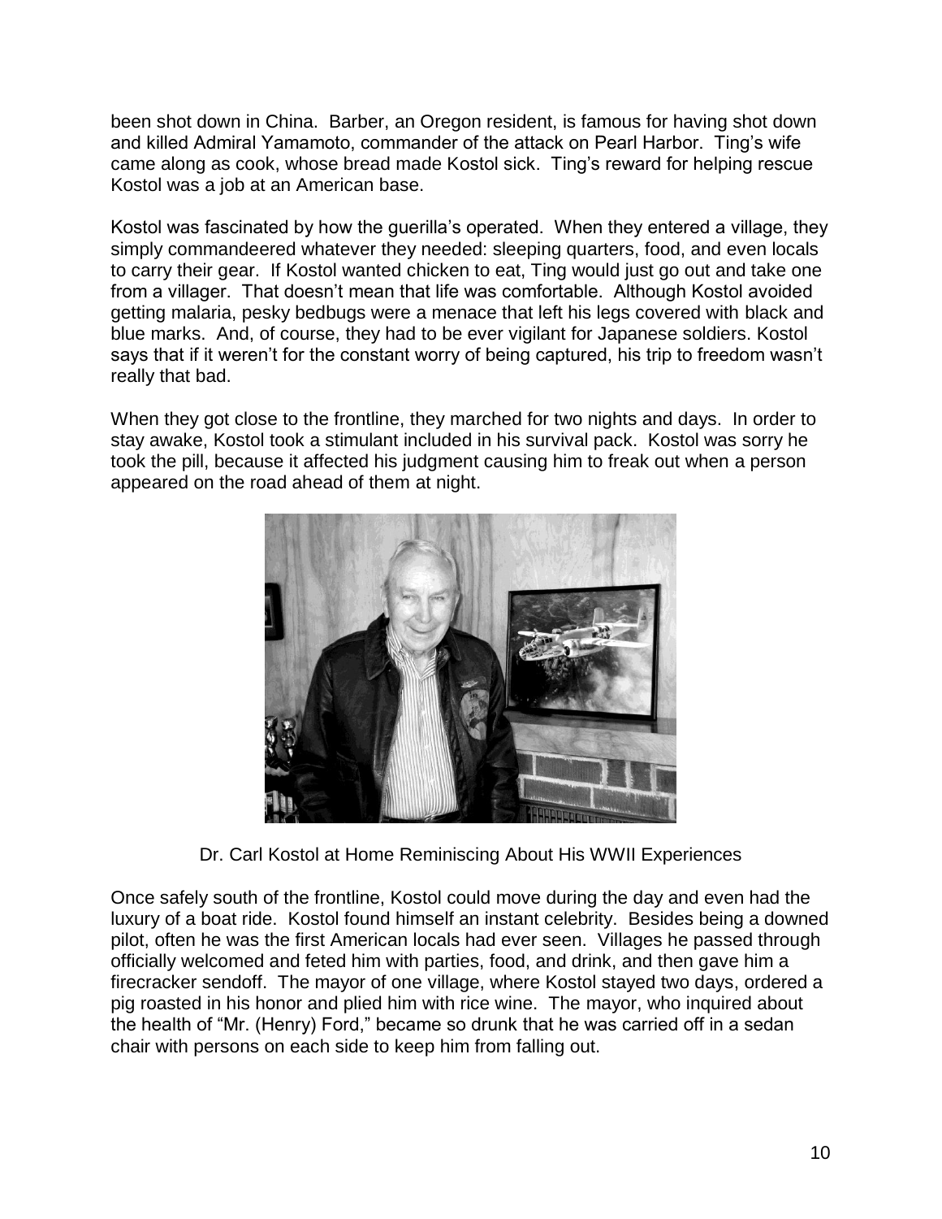been shot down in China. Barber, an Oregon resident, is famous for having shot down and killed Admiral Yamamoto, commander of the attack on Pearl Harbor. Ting's wife came along as cook, whose bread made Kostol sick. Ting's reward for helping rescue Kostol was a job at an American base.

Kostol was fascinated by how the guerilla's operated. When they entered a village, they simply commandeered whatever they needed: sleeping quarters, food, and even locals to carry their gear. If Kostol wanted chicken to eat, Ting would just go out and take one from a villager. That doesn't mean that life was comfortable. Although Kostol avoided getting malaria, pesky bedbugs were a menace that left his legs covered with black and blue marks. And, of course, they had to be ever vigilant for Japanese soldiers. Kostol says that if it weren't for the constant worry of being captured, his trip to freedom wasn't really that bad.

When they got close to the frontline, they marched for two nights and days. In order to stay awake, Kostol took a stimulant included in his survival pack. Kostol was sorry he took the pill, because it affected his judgment causing him to freak out when a person appeared on the road ahead of them at night.

Dr. Carl Kostol at Home Reminiscing About His WWII Experiences

Once safely south of the frontline, Kostol could move during the day and even had the luxury of a boat ride. Kostol found himself an instant celebrity. Besides being a downed pilot, often he was the first American locals had ever seen. Villages he passed through officially welcomed and feted him with parties, food, and drink, and then gave him a firecracker sendoff. The mayor of one village, where Kostol stayed two days, ordered a pig roasted in his honor and plied him with rice wine. The mayor, who inquired about the health of "Mr. (Henry) Ford," became so drunk that he was carried off in a sedan chair with persons on each side to keep him from falling out.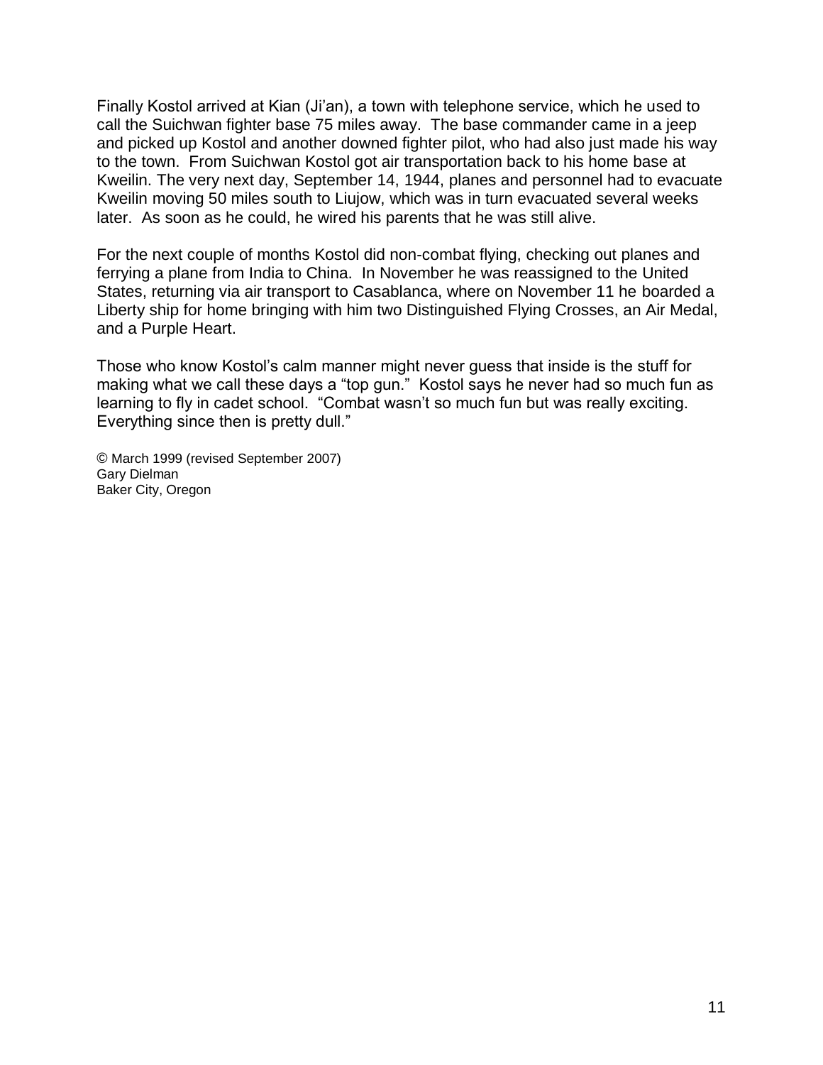Finally Kostol arrived at Kian (Ji'an), a town with telephone service, which he used to call the Suichwan fighter base 75 miles away. The base commander came in a jeep and picked up Kostol and another downed fighter pilot, who had also just made his way to the town. From Suichwan Kostol got air transportation back to his home base at Kweilin. The very next day, September 14, 1944, planes and personnel had to evacuate Kweilin moving 50 miles south to Liujow, which was in turn evacuated several weeks later. As soon as he could, he wired his parents that he was still alive.

For the next couple of months Kostol did non-combat flying, checking out planes and ferrying a plane from India to China. In November he was reassigned to the United States, returning via air transport to Casablanca, where on November 11 he boarded a Liberty ship for home bringing with him two Distinguished Flying Crosses, an Air Medal, and a Purple Heart.

Those who know Kostol's calm manner might never guess that inside is the stuff for making what we call these days a "top gun." Kostol says he never had so much fun as learning to fly in cadet school. "Combat wasn't so much fun but was really exciting. Everything since then is pretty dull."

© March 1999 (revised September 2007)
Gary Dielman
Baker City, Oregon